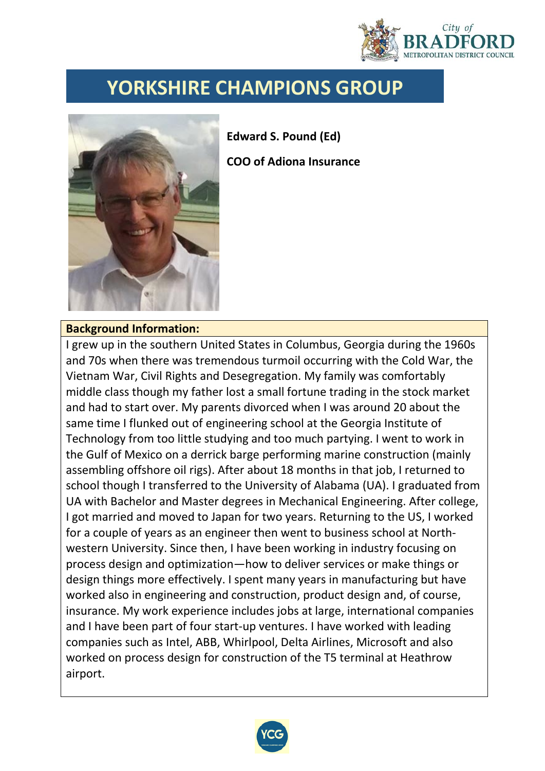# YORKSHIRE CHAMPIONS GROUP

**Edward S. Pound (Ed)**

**COO of Adiona Insurance**

**Background Information:**

I grew up in the southern United States in Columbus, Georgia during the 1960s and 70s when there was tremendous turmoil occurring with the Cold War, the Vietnam War, Civil Rights and Desegregation. My family was comfortably middle class though my father lost a small fortune trading in the stock market and had to start over. My parents divorced when I was around 20 about the same time I flunked out of engineering school at the Georgia Institute of Technology from too little studying and too much partying. I went to work in the Gulf of Mexico on a derrick barge performing marine construction (mainly assembling offshore oil rigs). After about 18 months in that job, I returned to school though I transferred to the University of Alabama (UA). I graduated from UA with Bachelor and Master degrees in Mechanical Engineering. After college, I got married and moved to Japan for two years. Returning to the US, I worked for a couple of years as an engineer then went to business school at North-western University. Since then, I have been working in industry focusing on process design and optimization—how to deliver services or make things or design things more effectively. I spent many years in manufacturing but have worked also in engineering and construction, product design and, of course, insurance. My work experience includes jobs at large, international companies and I have been part of four start-up ventures. I have worked with leading companies such as Intel, ABB, Whirlpool, Delta Airlines, Microsoft and also worked on process design for construction of the T5 terminal at Heathrow airport.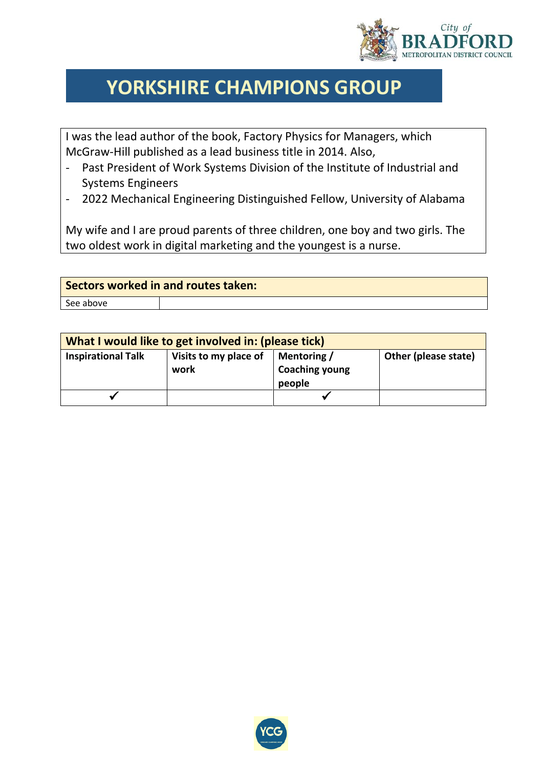# YORKSHIRE CHAMPIONS GROUP

I was the lead author of the book, Factory Physics for Managers, which McGraw-Hill published as a lead business title in 2014. Also,

- Past President of Work Systems Division of the Institute of Industrial and Systems Engineers
- 2022 Mechanical Engineering Distinguished Fellow, University of Alabama

My wife and I are proud parents of three children, one boy and two girls. The two oldest work in digital marketing and the youngest is a nurse.

| **Sectors worked in and routes taken:** | |
|---|---|
| See above | |

| **What I would like to get involved in: (please tick)** | | | |
|---|---|---|---|
| **Inspirational Talk** | **Visits to my place of work** | **Mentoring / Coaching young people** | **Other (please state)** |
| ✔ | | ✔ | |